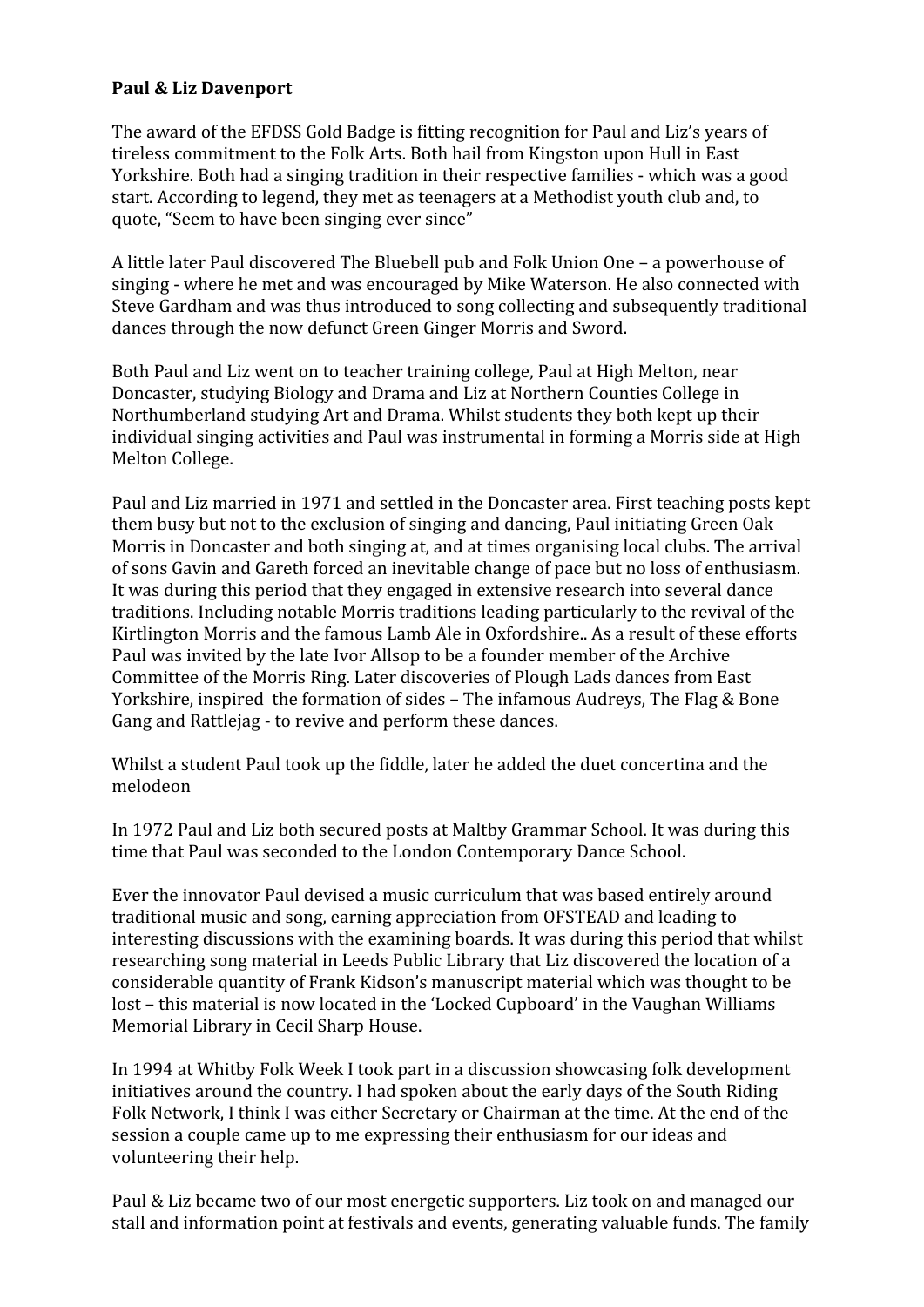**Paul & Liz Davenport**

The award of the EFDSS Gold Badge is fitting recognition for Paul and Liz's years of tireless commitment to the Folk Arts. Both hail from Kingston upon Hull in East Yorkshire. Both had a singing tradition in their respective families - which was a good start. According to legend, they met as teenagers at a Methodist youth club and, to quote, "Seem to have been singing ever since"

A little later Paul discovered The Bluebell pub and Folk Union One – a powerhouse of singing - where he met and was encouraged by Mike Waterson. He also connected with Steve Gardham and was thus introduced to song collecting and subsequently traditional dances through the now defunct Green Ginger Morris and Sword.

Both Paul and Liz went on to teacher training college, Paul at High Melton, near Doncaster, studying Biology and Drama and Liz at Northern Counties College in Northumberland studying Art and Drama. Whilst students they both kept up their individual singing activities and Paul was instrumental in forming a Morris side at High Melton College.

Paul and Liz married in 1971 and settled in the Doncaster area. First teaching posts kept them busy but not to the exclusion of singing and dancing, Paul initiating Green Oak Morris in Doncaster and both singing at, and at times organising local clubs. The arrival of sons Gavin and Gareth forced an inevitable change of pace but no loss of enthusiasm. It was during this period that they engaged in extensive research into several dance traditions. Including notable Morris traditions leading particularly to the revival of the Kirtlington Morris and the famous Lamb Ale in Oxfordshire.. As a result of these efforts Paul was invited by the late Ivor Allsop to be a founder member of the Archive Committee of the Morris Ring. Later discoveries of Plough Lads dances from East Yorkshire, inspired the formation of sides – The infamous Audreys, The Flag & Bone Gang and Rattlejag - to revive and perform these dances.

Whilst a student Paul took up the fiddle, later he added the duet concertina and the melodeon

In 1972 Paul and Liz both secured posts at Maltby Grammar School. It was during this time that Paul was seconded to the London Contemporary Dance School.

Ever the innovator Paul devised a music curriculum that was based entirely around traditional music and song, earning appreciation from OFSTEAD and leading to interesting discussions with the examining boards. It was during this period that whilst researching song material in Leeds Public Library that Liz discovered the location of a considerable quantity of Frank Kidson's manuscript material which was thought to be lost – this material is now located in the 'Locked Cupboard' in the Vaughan Williams Memorial Library in Cecil Sharp House.

In 1994 at Whitby Folk Week I took part in a discussion showcasing folk development initiatives around the country. I had spoken about the early days of the South Riding Folk Network, I think I was either Secretary or Chairman at the time. At the end of the session a couple came up to me expressing their enthusiasm for our ideas and volunteering their help.

Paul & Liz became two of our most energetic supporters. Liz took on and managed our stall and information point at festivals and events, generating valuable funds. The family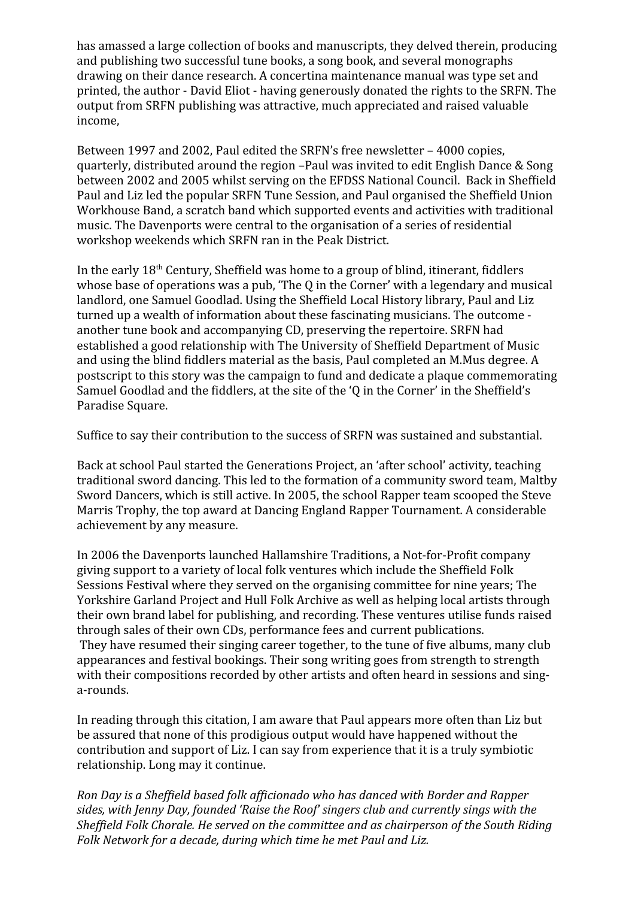has amassed a large collection of books and manuscripts, they delved therein, producing and publishing two successful tune books, a song book, and several monographs drawing on their dance research. A concertina maintenance manual was type set and printed, the author - David Eliot - having generously donated the rights to the SRFN. The output from SRFN publishing was attractive, much appreciated and raised valuable income,

Between 1997 and 2002, Paul edited the SRFN's free newsletter – 4000 copies, quarterly, distributed around the region –Paul was invited to edit English Dance & Song between 2002 and 2005 whilst serving on the EFDSS National Council. Back in Sheffield Paul and Liz led the popular SRFN Tune Session, and Paul organised the Sheffield Union Workhouse Band, a scratch band which supported events and activities with traditional music. The Davenports were central to the organisation of a series of residential workshop weekends which SRFN ran in the Peak District.

In the early 18th Century, Sheffield was home to a group of blind, itinerant, fiddlers whose base of operations was a pub, 'The Q in the Corner' with a legendary and musical landlord, one Samuel Goodlad. Using the Sheffield Local History library, Paul and Liz turned up a wealth of information about these fascinating musicians. The outcome - another tune book and accompanying CD, preserving the repertoire. SRFN had established a good relationship with The University of Sheffield Department of Music and using the blind fiddlers material as the basis, Paul completed an M.Mus degree. A postscript to this story was the campaign to fund and dedicate a plaque commemorating Samuel Goodlad and the fiddlers, at the site of the 'Q in the Corner' in the Sheffield's Paradise Square.

Suffice to say their contribution to the success of SRFN was sustained and substantial.

Back at school Paul started the Generations Project, an 'after school' activity, teaching traditional sword dancing. This led to the formation of a community sword team, Maltby Sword Dancers, which is still active. In 2005, the school Rapper team scooped the Steve Marris Trophy, the top award at Dancing England Rapper Tournament. A considerable achievement by any measure.

In 2006 the Davenports launched Hallamshire Traditions, a Not-for-Profit company giving support to a variety of local folk ventures which include the Sheffield Folk Sessions Festival where they served on the organising committee for nine years; The Yorkshire Garland Project and Hull Folk Archive as well as helping local artists through their own brand label for publishing, and recording. These ventures utilise funds raised through sales of their own CDs, performance fees and current publications.
They have resumed their singing career together, to the tune of five albums, many club appearances and festival bookings. Their song writing goes from strength to strength with their compositions recorded by other artists and often heard in sessions and sing-a-rounds.

In reading through this citation, I am aware that Paul appears more often than Liz but be assured that none of this prodigious output would have happened without the contribution and support of Liz. I can say from experience that it is a truly symbiotic relationship. Long may it continue.

*Ron Day is a Sheffield based folk afficionado who has danced with Border and Rapper sides, with Jenny Day, founded 'Raise the Roof' singers club and currently sings with the Sheffield Folk Chorale. He served on the committee and as chairperson of the South Riding Folk Network for a decade, during which time he met Paul and Liz.*